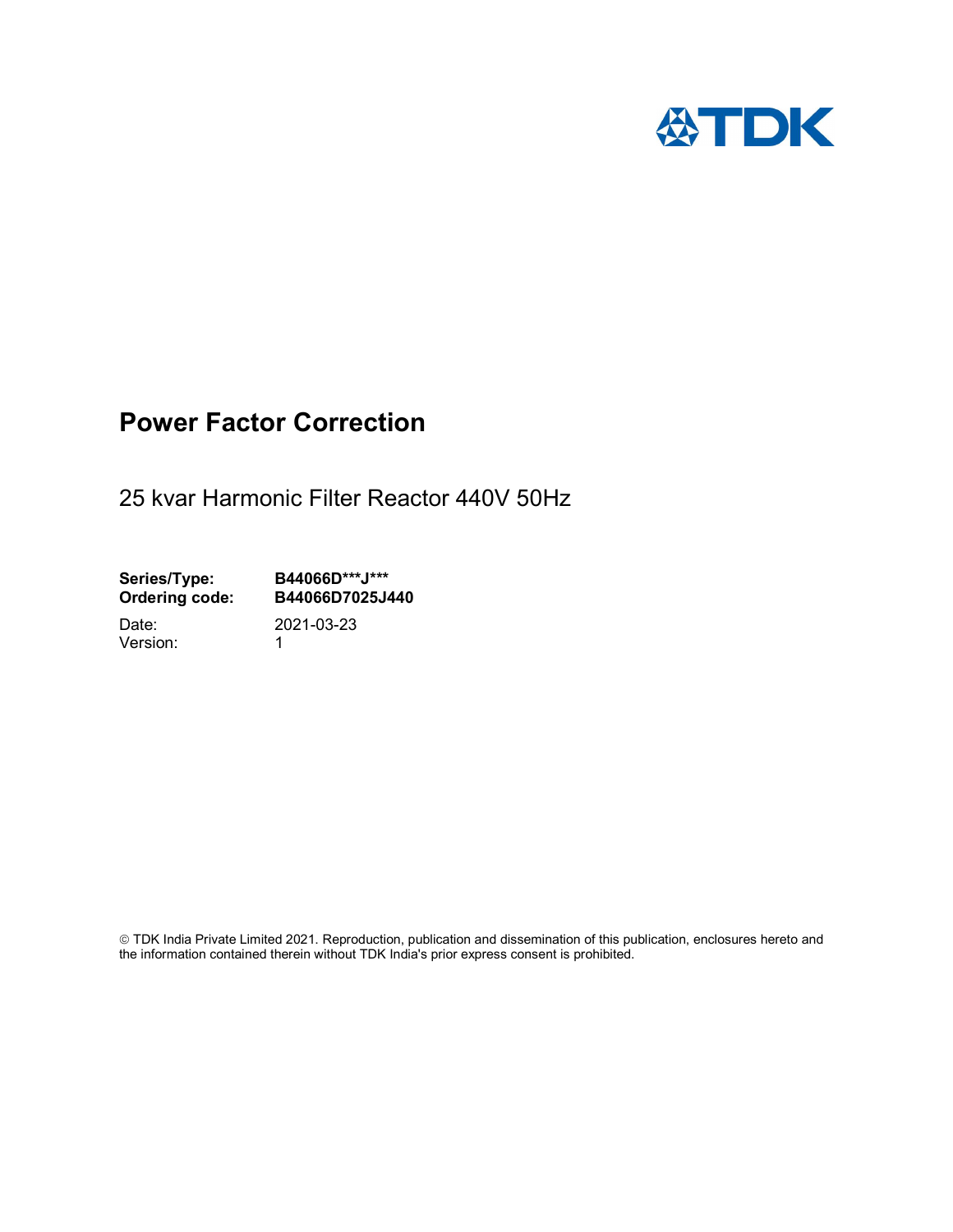TDK

# Power Factor Correction

25 kvar Harmonic Filter Reactor 440V 50Hz

**Series/Type:** **B44066D***J*****
**Ordering code:** **B44066D7025J440**

Date: 2021-03-23
Version: 1

© TDK India Private Limited 2021. Reproduction, publication and dissemination of this publication, enclosures hereto and the information contained therein without TDK India's prior express consent is prohibited.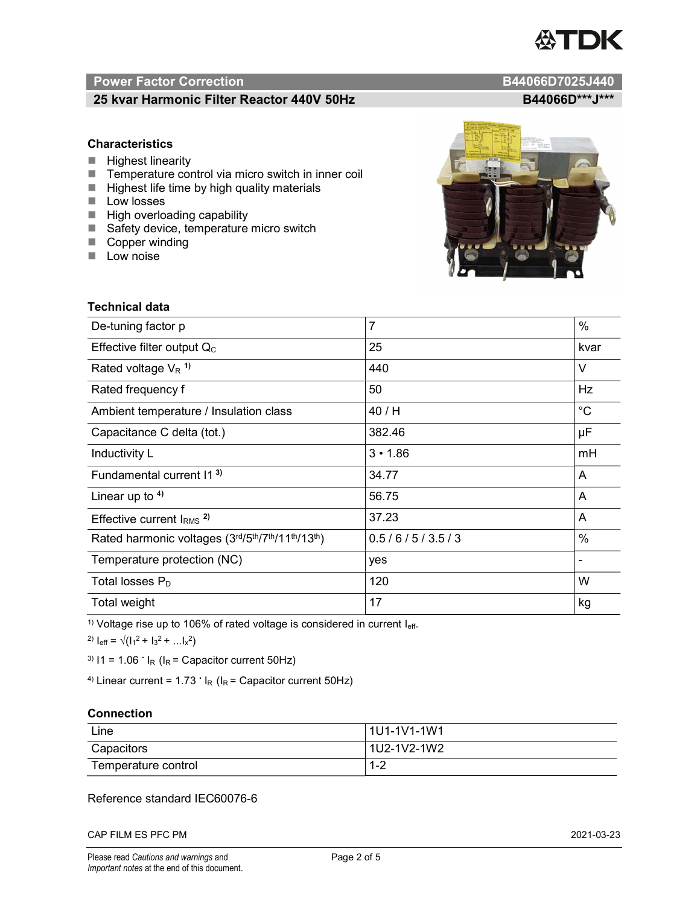## Power Factor Correction B44066D7025J440

## 25 kvar Harmonic Filter Reactor 440V 50Hz B44066D***J***

### Characteristics

- Highest linearity
- Temperature control via micro switch in inner coil
- Highest life time by high quality materials
- Low losses
- High overloading capability
- Safety device, temperature micro switch
- Copper winding
- Low noise

### Technical data

| | | |
|---|---|---|
| De-tuning factor p | 7 | % |
| Effective filter output $Q_C$ | 25 | kvar |
| Rated voltage $V_R$ [1] | 440 | V |
| Rated frequency f | 50 | Hz |
| Ambient temperature / Insulation class | 40 / H | °C |
| Capacitance C delta (tot.) | 382.46 | µF |
| Inductivity L | 3 • 1.86 | mH |
| Fundamental current I1 [3] | 34.77 | A |
| Linear up to [4] | 56.75 | A |
| Effective current $I_{RMS}$ [2] | 37.23 | A |
| Rated harmonic voltages (3rd/5th/7th/11th/13th) | 0.5 / 6 / 5 / 3.5 / 3 | % |
| Temperature protection (NC) | yes | - |
| Total losses $P_D$ | 120 | W |
| Total weight | 17 | kg |

[1] Voltage rise up to 106% of rated voltage is considered in current $I_{eff}$.

[2] $I_{eff} = \sqrt{(I_1^2 + I_3^2 + ...I_x^2)}$

[3] $I1 = 1.06 \cdot I_R$ ($I_R$ = Capacitor current 50Hz)

[4] Linear current = $1.73 \cdot I_R$ ($I_R$ = Capacitor current 50Hz)

### Connection

| | |
|---|---|
| Line | 1U1-1V1-1W1 |
| Capacitors | 1U2-1V2-1W2 |
| Temperature control | 1-2 |

Reference standard IEC60076-6

CAP FILM ES PFC PM 2021-03-23

Please read *Cautions and warnings* and *Important notes* at the end of this document.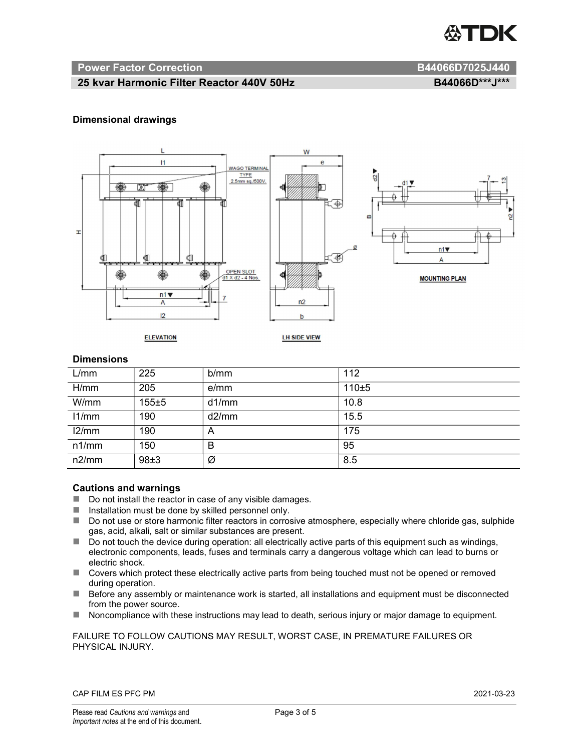**Power Factor Correction** **B44066D7025J440**

**25 kvar Harmonic Filter Reactor 440V 50Hz** **B44066D\*\*\*J\*\*\***

### Dimensional drawings

### Dimensions

| L/mm | 225 | b/mm | 112 |
|---|---|---|---|
| H/mm | 205 | e/mm | 110±5 |
| W/mm | 155±5 | d1/mm | 10.8 |
| l1/mm | 190 | d2/mm | 15.5 |
| l2/mm | 190 | A | 175 |
| n1/mm | 150 | B | 95 |
| n2/mm | 98±3 | Ø | 8.5 |

### Cautions and warnings

- Do not install the reactor in case of any visible damages.
- Installation must be done by skilled personnel only.
- Do not use or store harmonic filter reactors in corrosive atmosphere, especially where chloride gas, sulphide gas, acid, alkali, salt or similar substances are present.
- Do not touch the device during operation: all electrically active parts of this equipment such as windings, electronic components, leads, fuses and terminals carry a dangerous voltage which can lead to burns or electric shock.
- Covers which protect these electrically active parts from being touched must not be opened or removed during operation.
- Before any assembly or maintenance work is started, all installations and equipment must be disconnected from the power source.
- Noncompliance with these instructions may lead to death, serious injury or major damage to equipment.

FAILURE TO FOLLOW CAUTIONS MAY RESULT, WORST CASE, IN PREMATURE FAILURES OR PHYSICAL INJURY.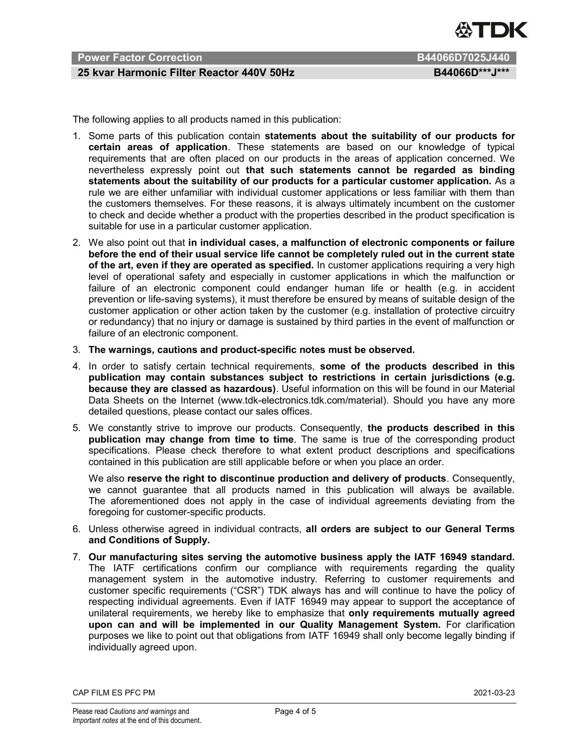The following applies to all products named in this publication:

1. Some parts of this publication contain **statements about the suitability of our products for certain areas of application**. These statements are based on our knowledge of typical requirements that are often placed on our products in the areas of application concerned. We nevertheless expressly point out **that such statements cannot be regarded as binding statements about the suitability of our products for a particular customer application.** As a rule we are either unfamiliar with individual customer applications or less familiar with them than the customers themselves. For these reasons, it is always ultimately incumbent on the customer to check and decide whether a product with the properties described in the product specification is suitable for use in a particular customer application.
2. We also point out that **in individual cases, a malfunction of electronic components or failure before the end of their usual service life cannot be completely ruled out in the current state of the art, even if they are operated as specified.** In customer applications requiring a very high level of operational safety and especially in customer applications in which the malfunction or failure of an electronic component could endanger human life or health (e.g. in accident prevention or life-saving systems), it must therefore be ensured by means of suitable design of the customer application or other action taken by the customer (e.g. installation of protective circuitry or redundancy) that no injury or damage is sustained by third parties in the event of malfunction or failure of an electronic component.
3. **The warnings, cautions and product-specific notes must be observed.**
4. In order to satisfy certain technical requirements, **some of the products described in this publication may contain substances subject to restrictions in certain jurisdictions (e.g. because they are classed as hazardous)**. Useful information on this will be found in our Material Data Sheets on the Internet (www.tdk-electronics.tdk.com/material). Should you have any more detailed questions, please contact our sales offices.
5. We constantly strive to improve our products. Consequently, **the products described in this publication may change from time to time**. The same is true of the corresponding product specifications. Please check therefore to what extent product descriptions and specifications contained in this publication are still applicable before or when you place an order.

   We also **reserve the right to discontinue production and delivery of products**. Consequently, we cannot guarantee that all products named in this publication will always be available. The aforementioned does not apply in the case of individual agreements deviating from the foregoing for customer-specific products.
6. Unless otherwise agreed in individual contracts, **all orders are subject to our General Terms and Conditions of Supply.**
7. **Our manufacturing sites serving the automotive business apply the IATF 16949 standard.** The IATF certifications confirm our compliance with requirements regarding the quality management system in the automotive industry. Referring to customer requirements and customer specific requirements ("CSR") TDK always has and will continue to have the policy of respecting individual agreements. Even if IATF 16949 may appear to support the acceptance of unilateral requirements, we hereby like to emphasize that **only requirements mutually agreed upon can and will be implemented in our Quality Management System.** For clarification purposes we like to point out that obligations from IATF 16949 shall only become legally binding if individually agreed upon.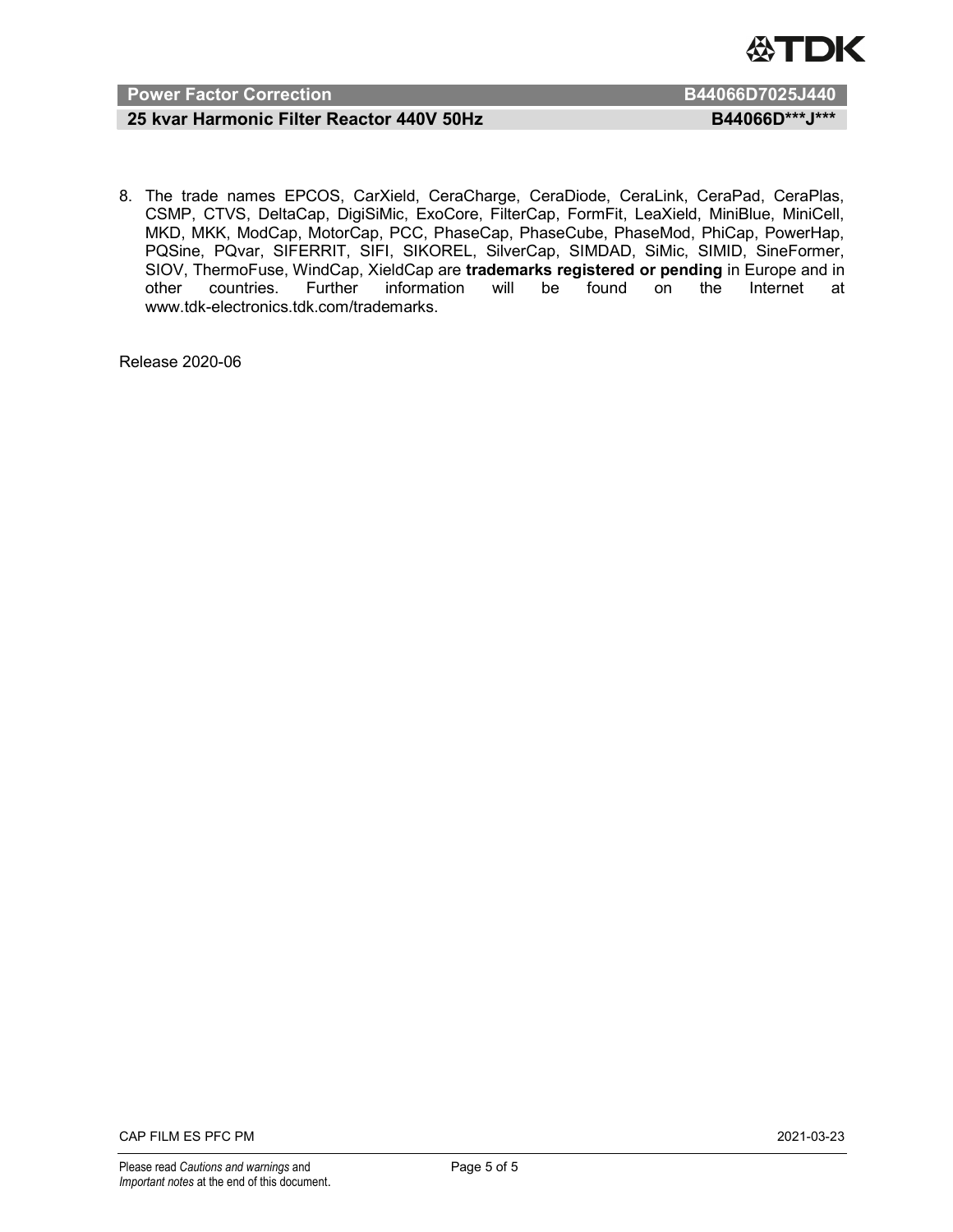8. The trade names EPCOS, CarXield, CeraCharge, CeraDiode, CeraLink, CeraPad, CeraPlas, CSMP, CTVS, DeltaCap, DigiSiMic, ExoCore, FilterCap, FormFit, LeaXield, MiniBlue, MiniCell, MKD, MKK, ModCap, MotorCap, PCC, PhaseCap, PhaseCube, PhaseMod, PhiCap, PowerHap, PQSine, PQvar, SIFERRIT, SIFI, SIKOREL, SilverCap, SIMDAD, SiMic, SIMID, SineFormer, SIOV, ThermoFuse, WindCap, XieldCap are **trademarks registered or pending** in Europe and in other countries. Further information will be found on the Internet at www.tdk-electronics.tdk.com/trademarks.

Release 2020-06